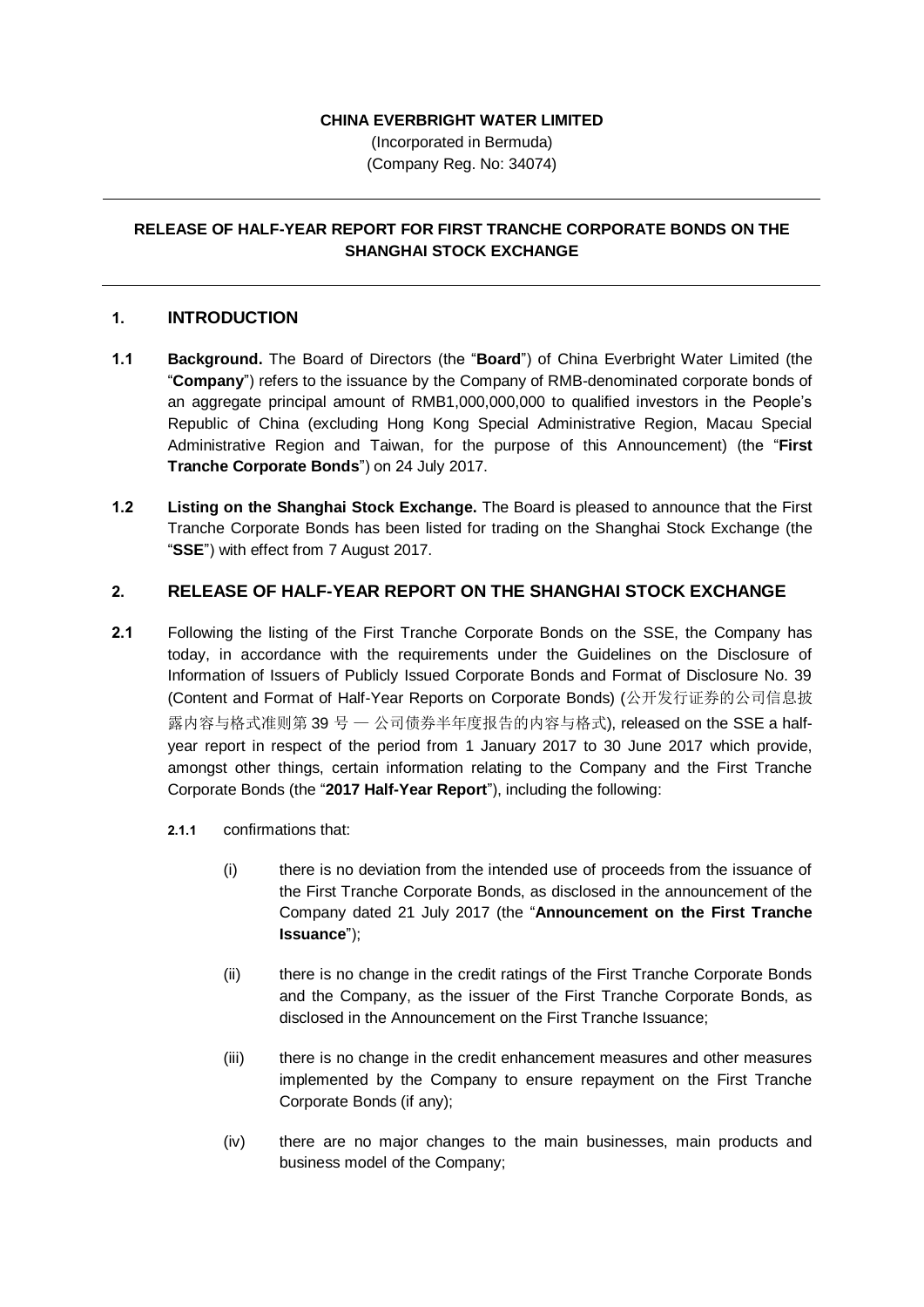**CHINA EVERBRIGHT WATER LIMITED**

(Incorporated in Bermuda)

(Company Reg. No: 34074)

---

**RELEASE OF HALF-YEAR REPORT FOR FIRST TRANCHE CORPORATE BONDS ON THE SHANGHAI STOCK EXCHANGE**

---

## 1. INTRODUCTION

**1.1 Background.** The Board of Directors (the "**Board**") of China Everbright Water Limited (the "**Company**") refers to the issuance by the Company of RMB-denominated corporate bonds of an aggregate principal amount of RMB1,000,000,000 to qualified investors in the People's Republic of China (excluding Hong Kong Special Administrative Region, Macau Special Administrative Region and Taiwan, for the purpose of this Announcement) (the "**First Tranche Corporate Bonds**") on 24 July 2017.

**1.2 Listing on the Shanghai Stock Exchange.** The Board is pleased to announce that the First Tranche Corporate Bonds has been listed for trading on the Shanghai Stock Exchange (the "**SSE**") with effect from 7 August 2017.

## 2. RELEASE OF HALF-YEAR REPORT ON THE SHANGHAI STOCK EXCHANGE

**2.1** Following the listing of the First Tranche Corporate Bonds on the SSE, the Company has today, in accordance with the requirements under the Guidelines on the Disclosure of Information of Issuers of Publicly Issued Corporate Bonds and Format of Disclosure No. 39 (Content and Format of Half-Year Reports on Corporate Bonds) (公开发行证券的公司信息披露内容与格式准则第 39 号 — 公司债券半年度报告的内容与格式), released on the SSE a half-year report in respect of the period from 1 January 2017 to 30 June 2017 which provide, amongst other things, certain information relating to the Company and the First Tranche Corporate Bonds (the "**2017 Half-Year Report**"), including the following:

**2.1.1** confirmations that:

(i) there is no deviation from the intended use of proceeds from the issuance of the First Tranche Corporate Bonds, as disclosed in the announcement of the Company dated 21 July 2017 (the "**Announcement on the First Tranche Issuance**");

(ii) there is no change in the credit ratings of the First Tranche Corporate Bonds and the Company, as the issuer of the First Tranche Corporate Bonds, as disclosed in the Announcement on the First Tranche Issuance;

(iii) there is no change in the credit enhancement measures and other measures implemented by the Company to ensure repayment on the First Tranche Corporate Bonds (if any);

(iv) there are no major changes to the main businesses, main products and business model of the Company;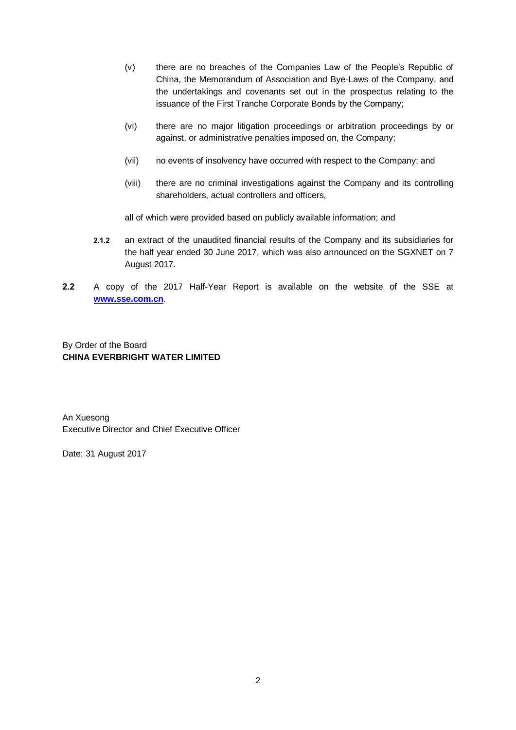(v) there are no breaches of the Companies Law of the People's Republic of China, the Memorandum of Association and Bye-Laws of the Company, and the undertakings and covenants set out in the prospectus relating to the issuance of the First Tranche Corporate Bonds by the Company;

(vi) there are no major litigation proceedings or arbitration proceedings by or against, or administrative penalties imposed on, the Company;

(vii) no events of insolvency have occurred with respect to the Company; and

(viii) there are no criminal investigations against the Company and its controlling shareholders, actual controllers and officers,

all of which were provided based on publicly available information; and

**2.1.2** an extract of the unaudited financial results of the Company and its subsidiaries for the half year ended 30 June 2017, which was also announced on the SGXNET on 7 August 2017.

**2.2** A copy of the 2017 Half-Year Report is available on the website of the SSE at **www.sse.com.cn**.

By Order of the Board
**CHINA EVERBRIGHT WATER LIMITED**

An Xuesong
Executive Director and Chief Executive Officer

Date: 31 August 2017